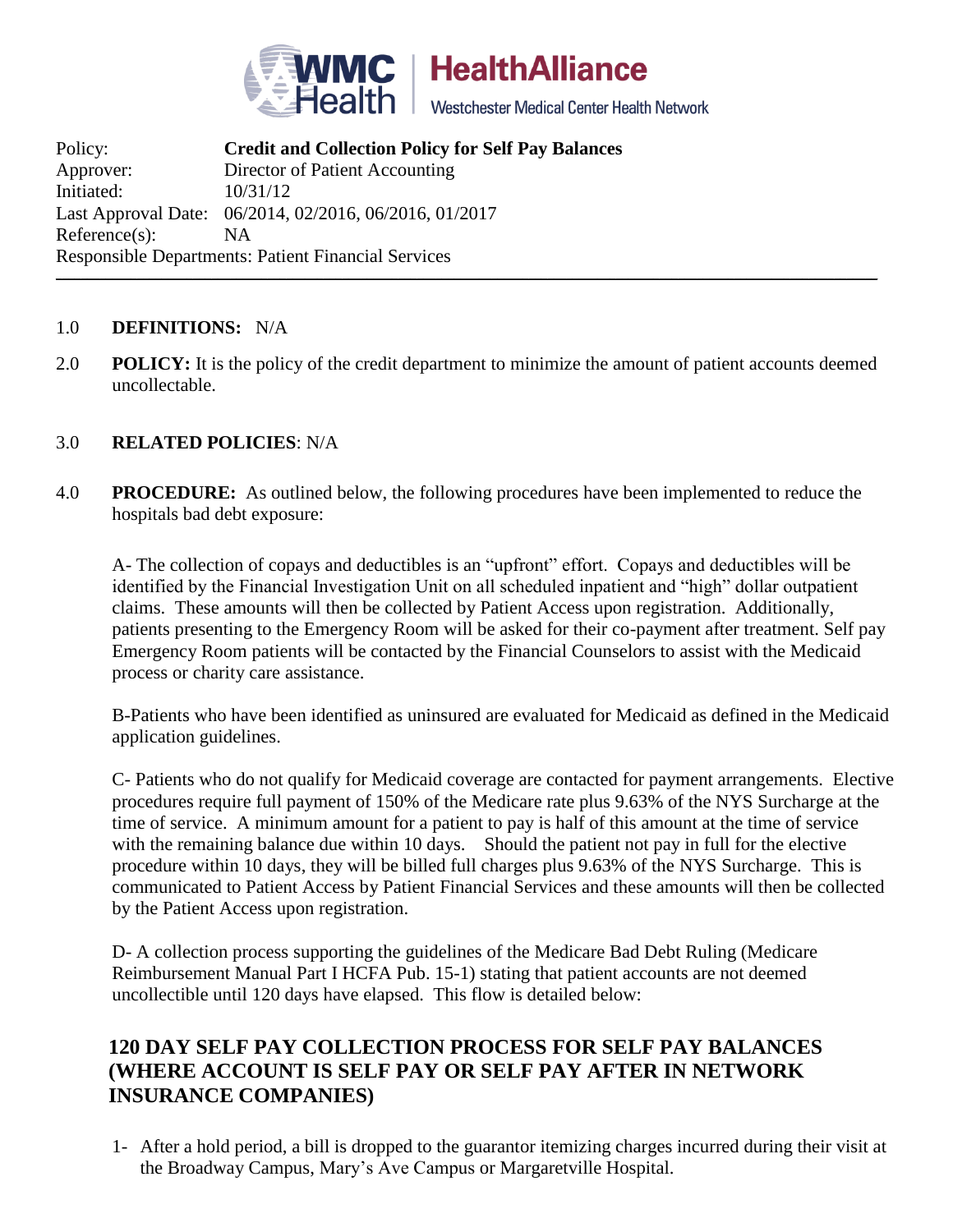Policy: **Credit and Collection Policy for Self Pay Balances**
Approver: Director of Patient Accounting
Initiated: 10/31/12
Last Approval Date: 06/2014, 02/2016, 06/2016, 01/2017
Reference(s): NA
Responsible Departments: Patient Financial Services

---

1.0 **DEFINITIONS:** N/A

2.0 **POLICY:** It is the policy of the credit department to minimize the amount of patient accounts deemed uncollectable.

3.0 **RELATED POLICIES**: N/A

4.0 **PROCEDURE:** As outlined below, the following procedures have been implemented to reduce the hospitals bad debt exposure:

A- The collection of copays and deductibles is an "upfront" effort. Copays and deductibles will be identified by the Financial Investigation Unit on all scheduled inpatient and "high" dollar outpatient claims. These amounts will then be collected by Patient Access upon registration. Additionally, patients presenting to the Emergency Room will be asked for their co-payment after treatment. Self pay Emergency Room patients will be contacted by the Financial Counselors to assist with the Medicaid process or charity care assistance.

B-Patients who have been identified as uninsured are evaluated for Medicaid as defined in the Medicaid application guidelines.

C- Patients who do not qualify for Medicaid coverage are contacted for payment arrangements. Elective procedures require full payment of 150% of the Medicare rate plus 9.63% of the NYS Surcharge at the time of service. A minimum amount for a patient to pay is half of this amount at the time of service with the remaining balance due within 10 days. Should the patient not pay in full for the elective procedure within 10 days, they will be billed full charges plus 9.63% of the NYS Surcharge. This is communicated to Patient Access by Patient Financial Services and these amounts will then be collected by the Patient Access upon registration.

D- A collection process supporting the guidelines of the Medicare Bad Debt Ruling (Medicare Reimbursement Manual Part I HCFA Pub. 15-1) stating that patient accounts are not deemed uncollectible until 120 days have elapsed. This flow is detailed below:

## 120 DAY SELF PAY COLLECTION PROCESS FOR SELF PAY BALANCES (WHERE ACCOUNT IS SELF PAY OR SELF PAY AFTER IN NETWORK INSURANCE COMPANIES)

1- After a hold period, a bill is dropped to the guarantor itemizing charges incurred during their visit at the Broadway Campus, Mary's Ave Campus or Margaretville Hospital.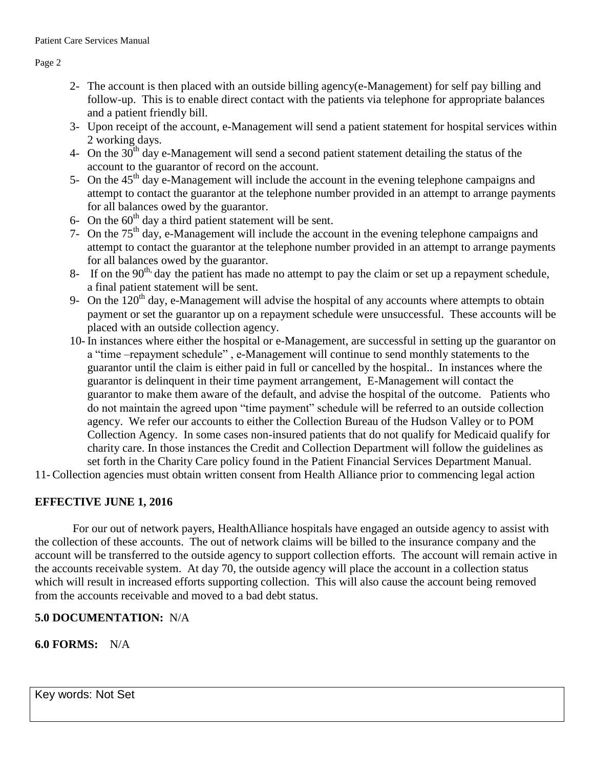2- The account is then placed with an outside billing agency(e-Management) for self pay billing and follow-up. This is to enable direct contact with the patients via telephone for appropriate balances and a patient friendly bill.

3- Upon receipt of the account, e-Management will send a patient statement for hospital services within 2 working days.

4- On the 30th day e-Management will send a second patient statement detailing the status of the account to the guarantor of record on the account.

5- On the 45th day e-Management will include the account in the evening telephone campaigns and attempt to contact the guarantor at the telephone number provided in an attempt to arrange payments for all balances owed by the guarantor.

6- On the 60th day a third patient statement will be sent.

7- On the 75th day, e-Management will include the account in the evening telephone campaigns and attempt to contact the guarantor at the telephone number provided in an attempt to arrange payments for all balances owed by the guarantor.

8- If on the 90th, day the patient has made no attempt to pay the claim or set up a repayment schedule, a final patient statement will be sent.

9- On the 120th day, e-Management will advise the hospital of any accounts where attempts to obtain payment or set the guarantor up on a repayment schedule were unsuccessful. These accounts will be placed with an outside collection agency.

10- In instances where either the hospital or e-Management, are successful in setting up the guarantor on a "time –repayment schedule" , e-Management will continue to send monthly statements to the guarantor until the claim is either paid in full or cancelled by the hospital.. In instances where the guarantor is delinquent in their time payment arrangement, E-Management will contact the guarantor to make them aware of the default, and advise the hospital of the outcome. Patients who do not maintain the agreed upon "time payment" schedule will be referred to an outside collection agency. We refer our accounts to either the Collection Bureau of the Hudson Valley or to POM Collection Agency. In some cases non-insured patients that do not qualify for Medicaid qualify for charity care. In those instances the Credit and Collection Department will follow the guidelines as set forth in the Charity Care policy found in the Patient Financial Services Department Manual.

11- Collection agencies must obtain written consent from Health Alliance prior to commencing legal action

**EFFECTIVE JUNE 1, 2016**

For our out of network payers, HealthAlliance hospitals have engaged an outside agency to assist with the collection of these accounts. The out of network claims will be billed to the insurance company and the account will be transferred to the outside agency to support collection efforts. The account will remain active in the accounts receivable system. At day 70, the outside agency will place the account in a collection status which will result in increased efforts supporting collection. This will also cause the account being removed from the accounts receivable and moved to a bad debt status.

**5.0 DOCUMENTATION:** N/A

**6.0 FORMS:** N/A

Key words: Not Set